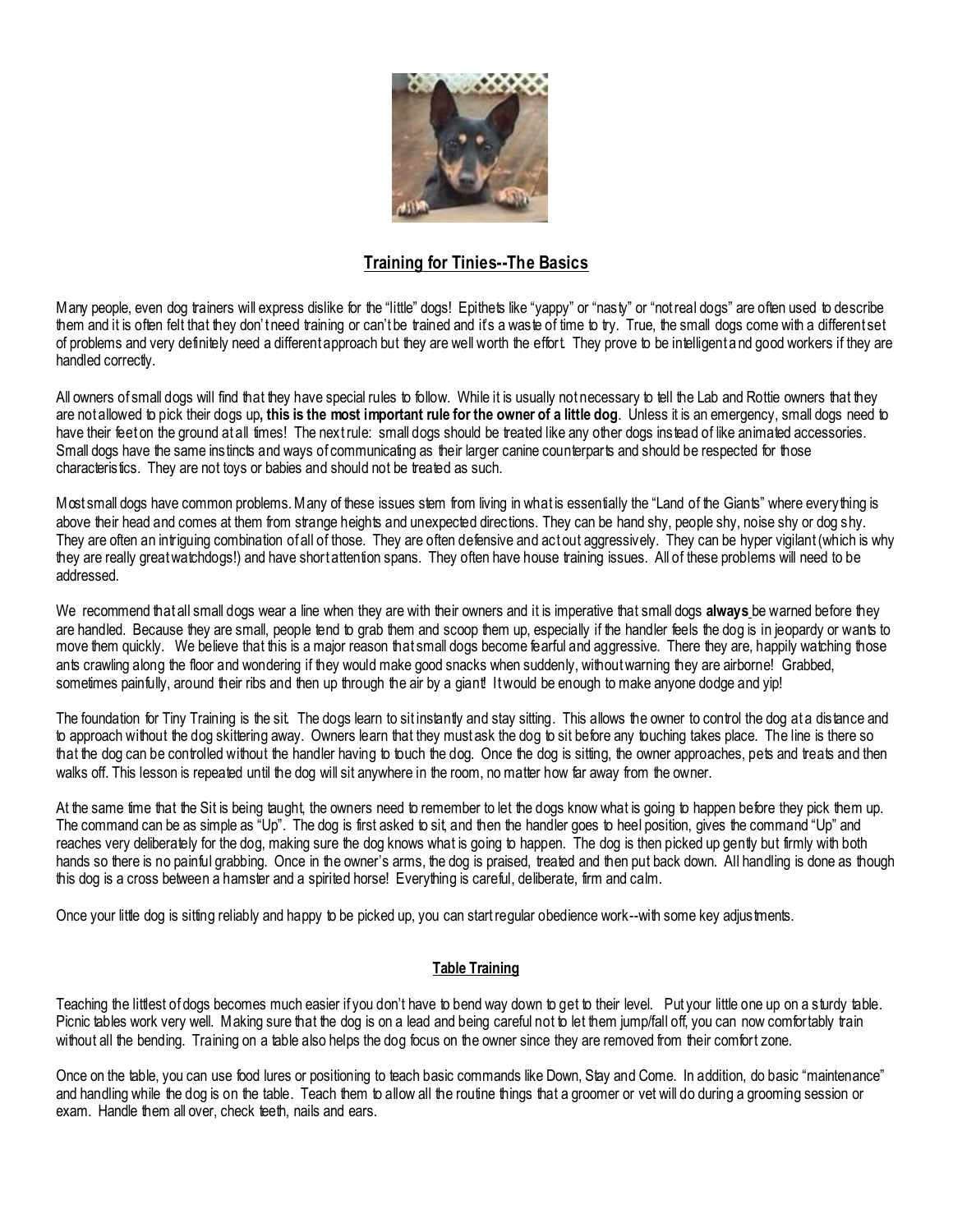## Training for Tinies--The Basics

Many people, even dog trainers will express dislike for the "little" dogs! Epithets like "yappy" or "nasty" or "not real dogs" are often used to describe them and it is often felt that they don't need training or can't be trained and it's a waste of time to try. True, the small dogs come with a different set of problems and very definitely need a different approach but they are well worth the effort. They prove to be intelligent and good workers if they are handled correctly.

All owners of small dogs will find that they have special rules to follow. While it is usually not necessary to tell the Lab and Rottie owners that they are not allowed to pick their dogs up**, this is the most important rule for the owner of a little dog**. Unless it is an emergency, small dogs need to have their feet on the ground at all times! The next rule: small dogs should be treated like any other dogs instead of like animated accessories. Small dogs have the same instincts and ways of communicating as their larger canine counterparts and should be respected for those characteristics. They are not toys or babies and should not be treated as such.

Most small dogs have common problems. Many of these issues stem from living in what is essentially the "Land of the Giants" where everything is above their head and comes at them from strange heights and unexpected directions. They can be hand shy, people shy, noise shy or dog shy. They are often an intriguing combination of all of those. They are often defensive and act out aggressively. They can be hyper vigilant (which is why they are really great watchdogs!) and have short attention spans. They often have house training issues. All of these problems will need to be addressed.

We recommend that all small dogs wear a line when they are with their owners and it is imperative that small dogs **always** be warned before they are handled. Because they are small, people tend to grab them and scoop them up, especially if the handler feels the dog is in jeopardy or wants to move them quickly. We believe that this is a major reason that small dogs become fearful and aggressive. There they are, happily watching those ants crawling along the floor and wondering if they would make good snacks when suddenly, without warning they are airborne! Grabbed, sometimes painfully, around their ribs and then up through the air by a giant! It would be enough to make anyone dodge and yip!

The foundation for Tiny Training is the sit. The dogs learn to sit instantly and stay sitting. This allows the owner to control the dog at a distance and to approach without the dog skittering away. Owners learn that they must ask the dog to sit before any touching takes place. The line is there so that the dog can be controlled without the handler having to touch the dog. Once the dog is sitting, the owner approaches, pets and treats and then walks off. This lesson is repeated until the dog will sit anywhere in the room, no matter how far away from the owner.

At the same time that the Sit is being taught, the owners need to remember to let the dogs know what is going to happen before they pick them up. The command can be as simple as "Up". The dog is first asked to sit, and then the handler goes to heel position, gives the command "Up" and reaches very deliberately for the dog, making sure the dog knows what is going to happen. The dog is then picked up gently but firmly with both hands so there is no painful grabbing. Once in the owner's arms, the dog is praised, treated and then put back down. All handling is done as though this dog is a cross between a hamster and a spirited horse! Everything is careful, deliberate, firm and calm.

Once your little dog is sitting reliably and happy to be picked up, you can start regular obedience work--with some key adjustments.

### Table Training

Teaching the littlest of dogs becomes much easier if you don't have to bend way down to get to their level. Put your little one up on a sturdy table. Picnic tables work very well. Making sure that the dog is on a lead and being careful not to let them jump/fall off, you can now comfortably train without all the bending. Training on a table also helps the dog focus on the owner since they are removed from their comfort zone.

Once on the table, you can use food lures or positioning to teach basic commands like Down, Stay and Come. In addition, do basic "maintenance" and handling while the dog is on the table. Teach them to allow all the routine things that a groomer or vet will do during a grooming session or exam. Handle them all over, check teeth, nails and ears.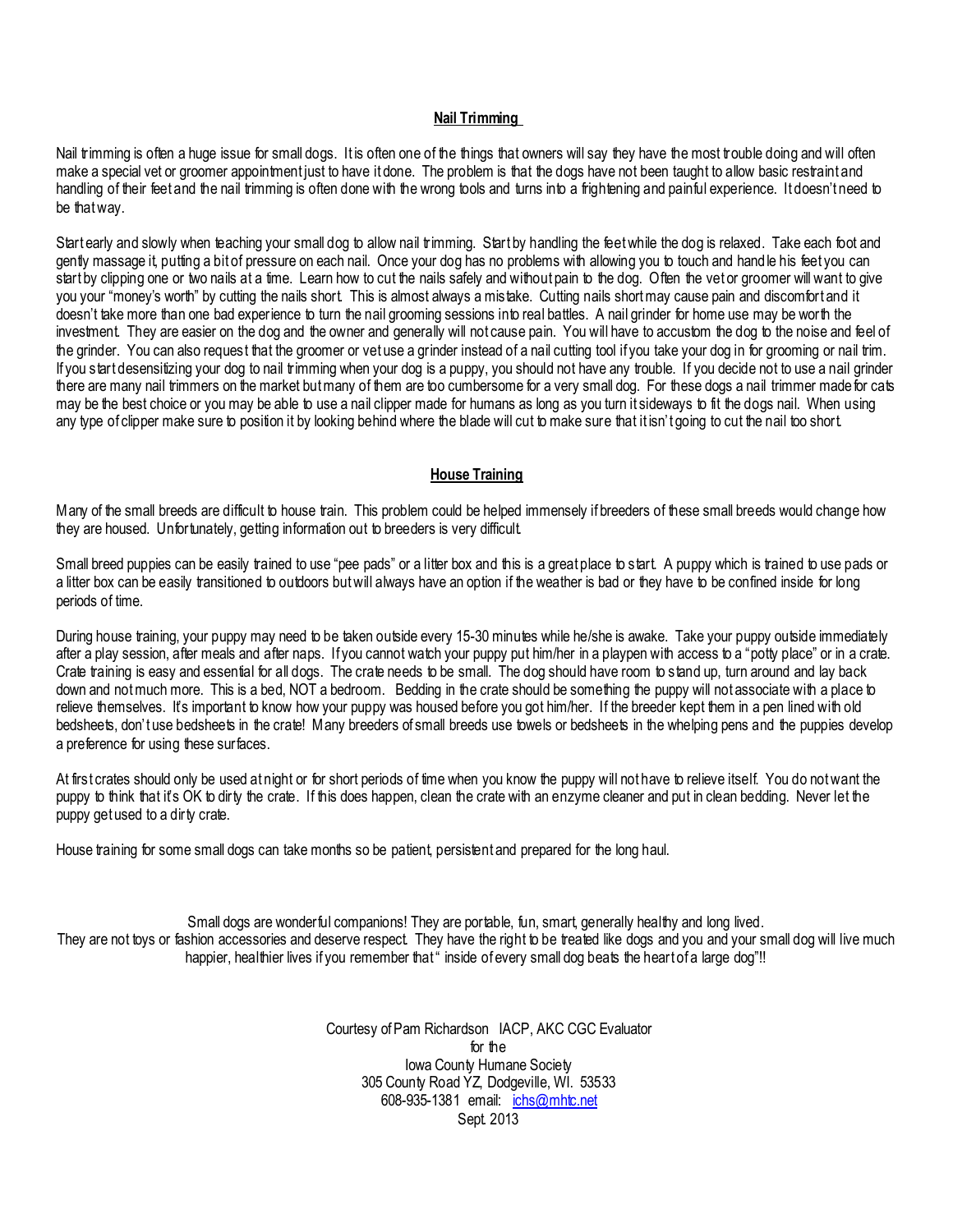## Nail Trimming

Nail trimming is often a huge issue for small dogs. It is often one of the things that owners will say they have the most trouble doing and will often make a special vet or groomer appointment just to have it done. The problem is that the dogs have not been taught to allow basic restraint and handling of their feet and the nail trimming is often done with the wrong tools and turns into a frightening and painful experience. It doesn't need to be that way.

Start early and slowly when teaching your small dog to allow nail trimming. Start by handling the feet while the dog is relaxed. Take each foot and gently massage it, putting a bit of pressure on each nail. Once your dog has no problems with allowing you to touch and handle his feet you can start by clipping one or two nails at a time. Learn how to cut the nails safely and without pain to the dog. Often the vet or groomer will want to give you your "money's worth" by cutting the nails short. This is almost always a mistake. Cutting nails short may cause pain and discomfort and it doesn't take more than one bad experience to turn the nail grooming sessions into real battles. A nail grinder for home use may be worth the investment. They are easier on the dog and the owner and generally will not cause pain. You will have to accustom the dog to the noise and feel of the grinder. You can also request that the groomer or vet use a grinder instead of a nail cutting tool if you take your dog in for grooming or nail trim. If you start desensitizing your dog to nail trimming when your dog is a puppy, you should not have any trouble. If you decide not to use a nail grinder there are many nail trimmers on the market but many of them are too cumbersome for a very small dog. For these dogs a nail trimmer made for cats may be the best choice or you may be able to use a nail clipper made for humans as long as you turn it sideways to fit the dogs nail. When using any type of clipper make sure to position it by looking behind where the blade will cut to make sure that it isn't going to cut the nail too short.

## House Training

Many of the small breeds are difficult to house train. This problem could be helped immensely if breeders of these small breeds would change how they are housed. Unfortunately, getting information out to breeders is very difficult.

Small breed puppies can be easily trained to use "pee pads" or a litter box and this is a great place to start. A puppy which is trained to use pads or a litter box can be easily transitioned to outdoors but will always have an option if the weather is bad or they have to be confined inside for long periods of time.

During house training, your puppy may need to be taken outside every 15-30 minutes while he/she is awake. Take your puppy outside immediately after a play session, after meals and after naps. If you cannot watch your puppy put him/her in a playpen with access to a "potty place" or in a crate. Crate training is easy and essential for all dogs. The crate needs to be small. The dog should have room to stand up, turn around and lay back down and not much more. This is a bed, NOT a bedroom. Bedding in the crate should be something the puppy will not associate with a place to relieve themselves. It's important to know how your puppy was housed before you got him/her. If the breeder kept them in a pen lined with old bedsheets, don't use bedsheets in the crate! Many breeders of small breeds use towels or bedsheets in the whelping pens and the puppies develop a preference for using these surfaces.

At first crates should only be used at night or for short periods of time when you know the puppy will not have to relieve itself. You do not want the puppy to think that it's OK to dirty the crate. If this does happen, clean the crate with an enzyme cleaner and put in clean bedding. Never let the puppy get used to a dirty crate.

House training for some small dogs can take months so be patient, persistent and prepared for the long haul.

Small dogs are wonderful companions! They are portable, fun, smart, generally healthy and long lived.
They are not toys or fashion accessories and deserve respect. They have the right to be treated like dogs and you and your small dog will live much happier, healthier lives if you remember that " inside of every small dog beats the heart of a large dog"!!

Courtesy of Pam Richardson IACP, AKC CGC Evaluator
for the
Iowa County Humane Society
305 County Road YZ, Dodgeville, WI. 53533
608-935-1381 email: ichs@mhtc.net
Sept. 2013